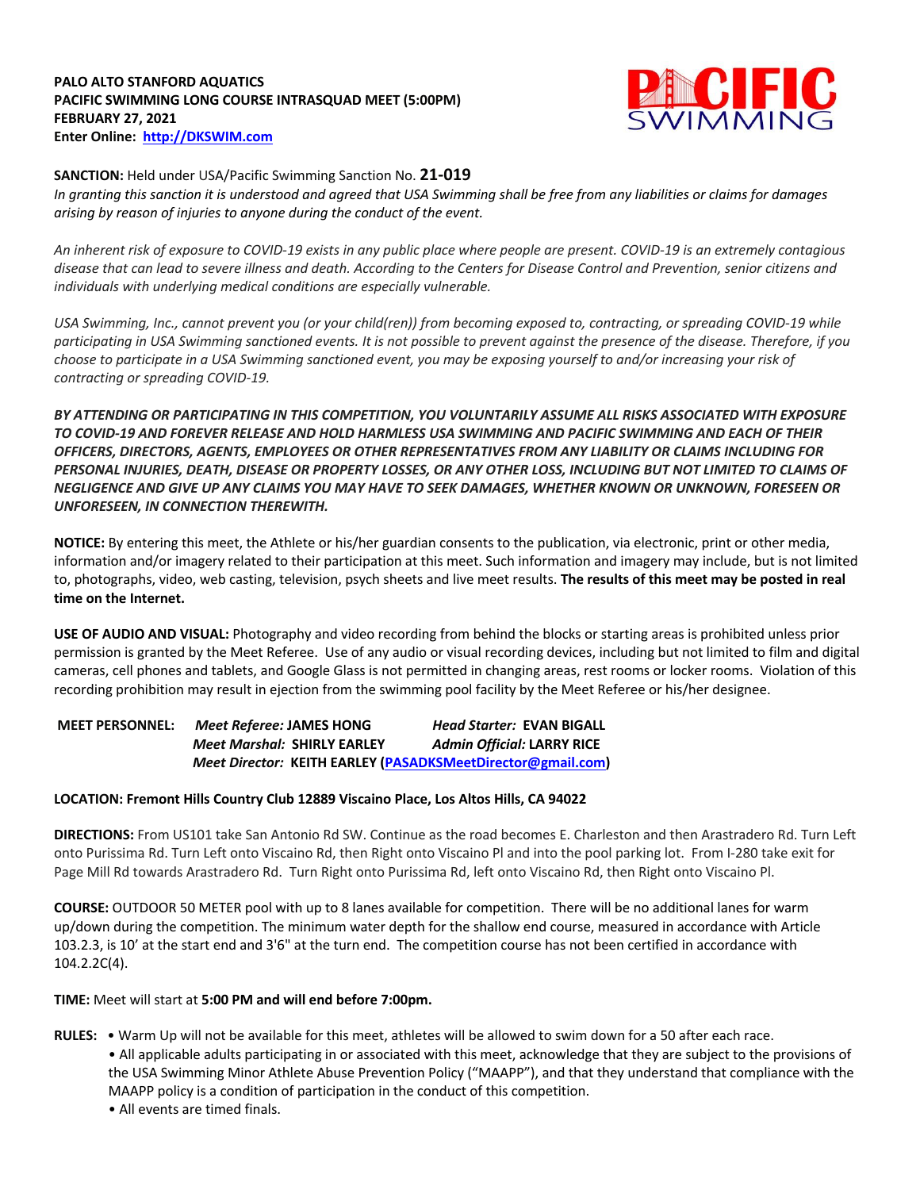**PALO ALTO STANFORD AQUATICS**
**PACIFIC SWIMMING LONG COURSE INTRASQUAD MEET (5:00PM)**
**FEBRUARY 27, 2021**
**Enter Online: [http://DKSWIM.com](http://DKSWIM.com)**

**SANCTION:** Held under USA/Pacific Swimming Sanction No. **21-019**
*In granting this sanction it is understood and agreed that USA Swimming shall be free from any liabilities or claims for damages arising by reason of injuries to anyone during the conduct of the event.*

*An inherent risk of exposure to COVID-19 exists in any public place where people are present. COVID-19 is an extremely contagious disease that can lead to severe illness and death. According to the Centers for Disease Control and Prevention, senior citizens and individuals with underlying medical conditions are especially vulnerable.*

*USA Swimming, Inc., cannot prevent you (or your child(ren)) from becoming exposed to, contracting, or spreading COVID-19 while participating in USA Swimming sanctioned events. It is not possible to prevent against the presence of the disease. Therefore, if you choose to participate in a USA Swimming sanctioned event, you may be exposing yourself to and/or increasing your risk of contracting or spreading COVID-19.*

***BY ATTENDING OR PARTICIPATING IN THIS COMPETITION, YOU VOLUNTARILY ASSUME ALL RISKS ASSOCIATED WITH EXPOSURE TO COVID-19 AND FOREVER RELEASE AND HOLD HARMLESS USA SWIMMING AND PACIFIC SWIMMING AND EACH OF THEIR OFFICERS, DIRECTORS, AGENTS, EMPLOYEES OR OTHER REPRESENTATIVES FROM ANY LIABILITY OR CLAIMS INCLUDING FOR PERSONAL INJURIES, DEATH, DISEASE OR PROPERTY LOSSES, OR ANY OTHER LOSS, INCLUDING BUT NOT LIMITED TO CLAIMS OF NEGLIGENCE AND GIVE UP ANY CLAIMS YOU MAY HAVE TO SEEK DAMAGES, WHETHER KNOWN OR UNKNOWN, FORESEEN OR UNFORESEEN, IN CONNECTION THEREWITH.***

**NOTICE:** By entering this meet, the Athlete or his/her guardian consents to the publication, via electronic, print or other media, information and/or imagery related to their participation at this meet. Such information and imagery may include, but is not limited to, photographs, video, web casting, television, psych sheets and live meet results. **The results of this meet may be posted in real time on the Internet.**

**USE OF AUDIO AND VISUAL:** Photography and video recording from behind the blocks or starting areas is prohibited unless prior permission is granted by the Meet Referee. Use of any audio or visual recording devices, including but not limited to film and digital cameras, cell phones and tablets, and Google Glass is not permitted in changing areas, rest rooms or locker rooms. Violation of this recording prohibition may result in ejection from the swimming pool facility by the Meet Referee or his/her designee.

**MEET PERSONNEL:** *Meet Referee:* **JAMES HONG** *Head Starter:* **EVAN BIGALL**
*Meet Marshal:* **SHIRLY EARLEY** *Admin Official:* **LARRY RICE**
*Meet Director:* **KEITH EARLEY ([PASADKSMeetDirector@gmail.com](mailto:PASADKSMeetDirector@gmail.com))**

**LOCATION: Fremont Hills Country Club 12889 Viscaino Place, Los Altos Hills, CA 94022**

**DIRECTIONS:** From US101 take San Antonio Rd SW. Continue as the road becomes E. Charleston and then Arastradero Rd. Turn Left onto Purissima Rd. Turn Left onto Viscaino Rd, then Right onto Viscaino Pl and into the pool parking lot. From I-280 take exit for Page Mill Rd towards Arastradero Rd. Turn Right onto Purissima Rd, left onto Viscaino Rd, then Right onto Viscaino Pl.

**COURSE:** OUTDOOR 50 METER pool with up to 8 lanes available for competition. There will be no additional lanes for warm up/down during the competition. The minimum water depth for the shallow end course, measured in accordance with Article 103.2.3, is 10' at the start end and 3'6" at the turn end. The competition course has not been certified in accordance with 104.2.2C(4).

**TIME:** Meet will start at **5:00 PM and will end before 7:00pm.**

**RULES:**
- Warm Up will not be available for this meet, athletes will be allowed to swim down for a 50 after each race.
- All applicable adults participating in or associated with this meet, acknowledge that they are subject to the provisions of the USA Swimming Minor Athlete Abuse Prevention Policy ("MAAPP"), and that they understand that compliance with the MAAPP policy is a condition of participation in the conduct of this competition.
- All events are timed finals.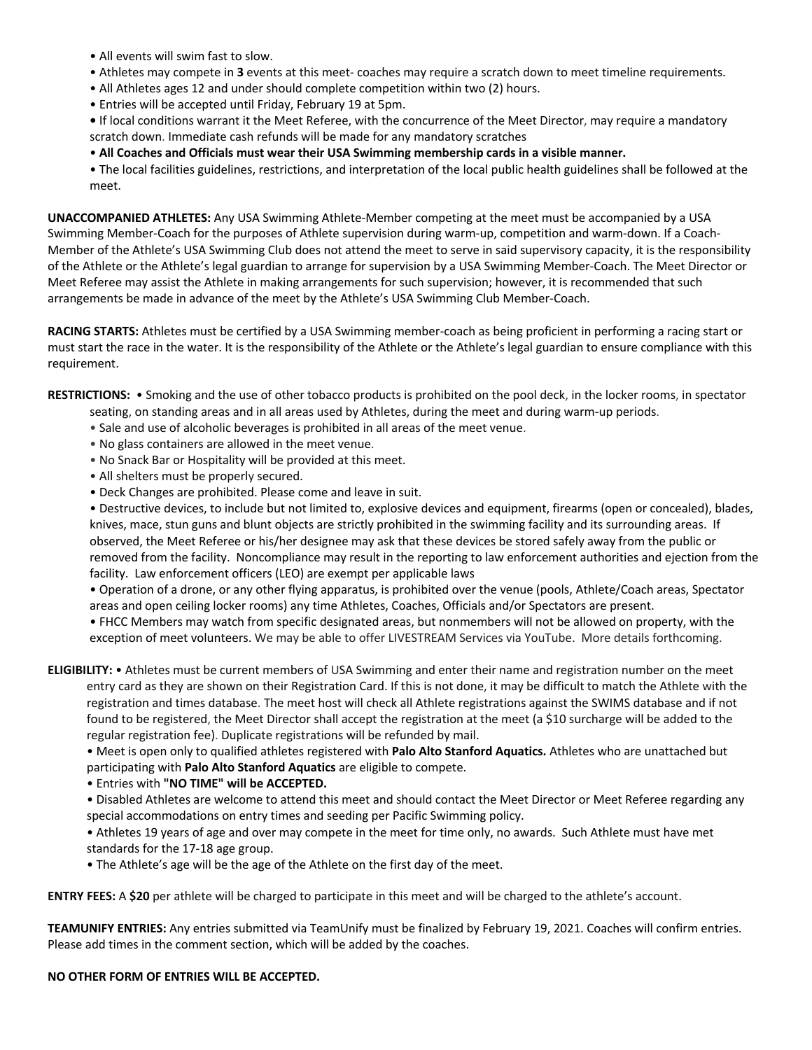- All events will swim fast to slow.
- Athletes may compete in **3** events at this meet- coaches may require a scratch down to meet timeline requirements.
- All Athletes ages 12 and under should complete competition within two (2) hours.
- Entries will be accepted until Friday, February 19 at 5pm.
- If local conditions warrant it the Meet Referee, with the concurrence of the Meet Director, may require a mandatory scratch down. Immediate cash refunds will be made for any mandatory scratches
- **All Coaches and Officials must wear their USA Swimming membership cards in a visible manner.**
- The local facilities guidelines, restrictions, and interpretation of the local public health guidelines shall be followed at the meet.

**UNACCOMPANIED ATHLETES:** Any USA Swimming Athlete-Member competing at the meet must be accompanied by a USA Swimming Member-Coach for the purposes of Athlete supervision during warm-up, competition and warm-down. If a Coach-Member of the Athlete's USA Swimming Club does not attend the meet to serve in said supervisory capacity, it is the responsibility of the Athlete or the Athlete's legal guardian to arrange for supervision by a USA Swimming Member-Coach. The Meet Director or Meet Referee may assist the Athlete in making arrangements for such supervision; however, it is recommended that such arrangements be made in advance of the meet by the Athlete's USA Swimming Club Member-Coach.

**RACING STARTS:** Athletes must be certified by a USA Swimming member-coach as being proficient in performing a racing start or must start the race in the water. It is the responsibility of the Athlete or the Athlete's legal guardian to ensure compliance with this requirement.

**RESTRICTIONS:**
- Smoking and the use of other tobacco products is prohibited on the pool deck, in the locker rooms, in spectator seating, on standing areas and in all areas used by Athletes, during the meet and during warm-up periods.
- Sale and use of alcoholic beverages is prohibited in all areas of the meet venue.
- No glass containers are allowed in the meet venue.
- No Snack Bar or Hospitality will be provided at this meet.
- All shelters must be properly secured.
- Deck Changes are prohibited. Please come and leave in suit.
- Destructive devices, to include but not limited to, explosive devices and equipment, firearms (open or concealed), blades, knives, mace, stun guns and blunt objects are strictly prohibited in the swimming facility and its surrounding areas. If observed, the Meet Referee or his/her designee may ask that these devices be stored safely away from the public or removed from the facility. Noncompliance may result in the reporting to law enforcement authorities and ejection from the facility. Law enforcement officers (LEO) are exempt per applicable laws
- Operation of a drone, or any other flying apparatus, is prohibited over the venue (pools, Athlete/Coach areas, Spectator areas and open ceiling locker rooms) any time Athletes, Coaches, Officials and/or Spectators are present.
- FHCC Members may watch from specific designated areas, but nonmembers will not be allowed on property, with the exception of meet volunteers. We may be able to offer LIVESTREAM Services via YouTube. More details forthcoming.

**ELIGIBILITY:**
- Athletes must be current members of USA Swimming and enter their name and registration number on the meet entry card as they are shown on their Registration Card. If this is not done, it may be difficult to match the Athlete with the registration and times database. The meet host will check all Athlete registrations against the SWIMS database and if not found to be registered, the Meet Director shall accept the registration at the meet (a $10 surcharge will be added to the regular registration fee). Duplicate registrations will be refunded by mail.
- Meet is open only to qualified athletes registered with **Palo Alto Stanford Aquatics.** Athletes who are unattached but participating with **Palo Alto Stanford Aquatics** are eligible to compete.
- Entries with **"NO TIME" will be ACCEPTED.**
- Disabled Athletes are welcome to attend this meet and should contact the Meet Director or Meet Referee regarding any special accommodations on entry times and seeding per Pacific Swimming policy.
- Athletes 19 years of age and over may compete in the meet for time only, no awards. Such Athlete must have met standards for the 17-18 age group.
- The Athlete's age will be the age of the Athlete on the first day of the meet.

**ENTRY FEES:** A **$20** per athlete will be charged to participate in this meet and will be charged to the athlete's account.

**TEAMUNIFY ENTRIES:** Any entries submitted via TeamUnify must be finalized by February 19, 2021. Coaches will confirm entries. Please add times in the comment section, which will be added by the coaches.

**NO OTHER FORM OF ENTRIES WILL BE ACCEPTED.**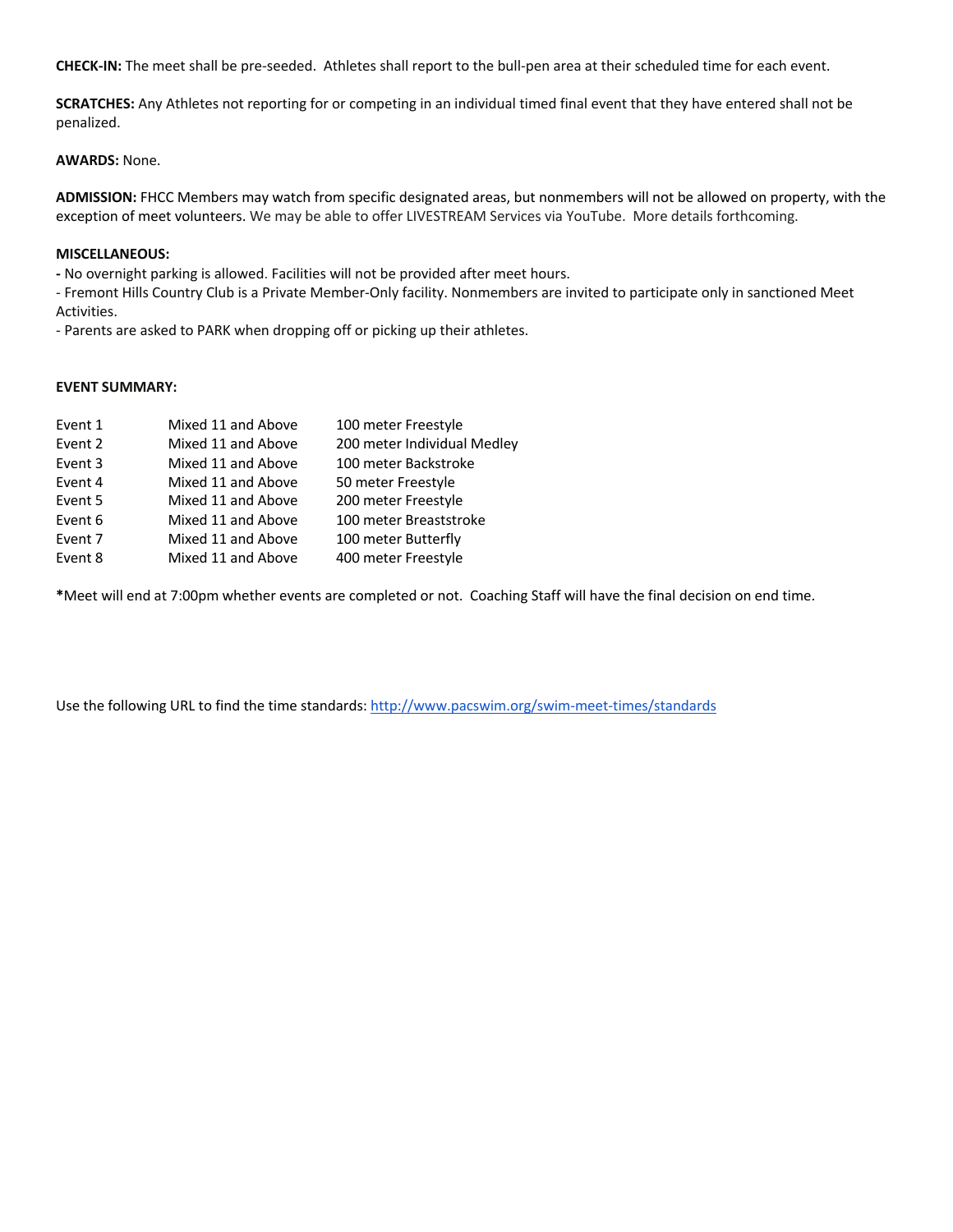**CHECK-IN:** The meet shall be pre-seeded. Athletes shall report to the bull-pen area at their scheduled time for each event.

**SCRATCHES:** Any Athletes not reporting for or competing in an individual timed final event that they have entered shall not be penalized.

**AWARDS:** None.

**ADMISSION:** FHCC Members may watch from specific designated areas, but nonmembers will not be allowed on property, with the exception of meet volunteers. We may be able to offer LIVESTREAM Services via YouTube. More details forthcoming.

**MISCELLANEOUS:**

- No overnight parking is allowed. Facilities will not be provided after meet hours.
- Fremont Hills Country Club is a Private Member-Only facility. Nonmembers are invited to participate only in sanctioned Meet Activities.
- Parents are asked to PARK when dropping off or picking up their athletes.

**EVENT SUMMARY:**

| | | |
|---|---|---|
| Event 1 | Mixed 11 and Above | 100 meter Freestyle |
| Event 2 | Mixed 11 and Above | 200 meter Individual Medley |
| Event 3 | Mixed 11 and Above | 100 meter Backstroke |
| Event 4 | Mixed 11 and Above | 50 meter Freestyle |
| Event 5 | Mixed 11 and Above | 200 meter Freestyle |
| Event 6 | Mixed 11 and Above | 100 meter Breaststroke |
| Event 7 | Mixed 11 and Above | 100 meter Butterfly |
| Event 8 | Mixed 11 and Above | 400 meter Freestyle |

**\***Meet will end at 7:00pm whether events are completed or not. Coaching Staff will have the final decision on end time.

Use the following URL to find the time standards: http://www.pacswim.org/swim-meet-times/standards